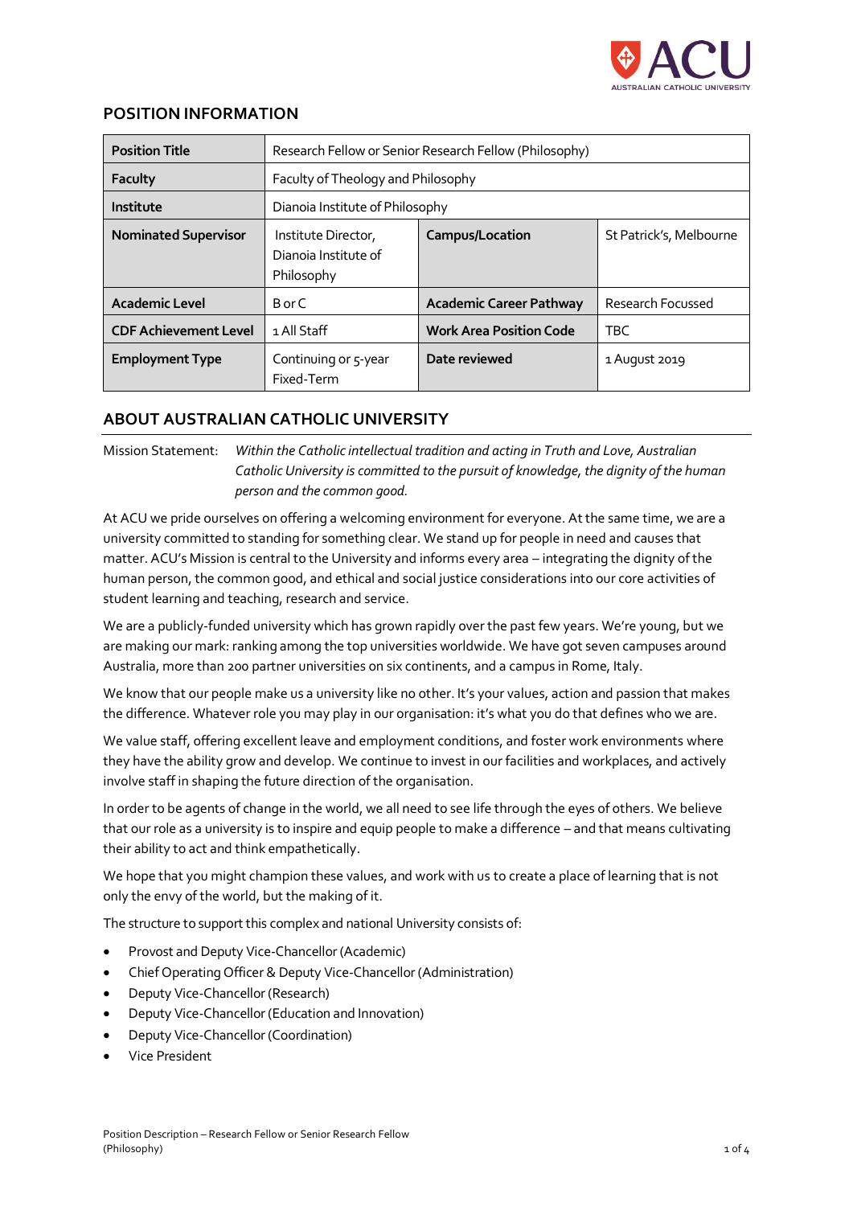## POSITION INFORMATION

| Position Title | Research Fellow or Senior Research Fellow (Philosophy) | | |
|---|---|---|---|
| Faculty | Faculty of Theology and Philosophy | | |
| Institute | Dianoia Institute of Philosophy | | |
| Nominated Supervisor | Institute Director, Dianoia Institute of Philosophy | Campus/Location | St Patrick's, Melbourne |
| Academic Level | B or C | Academic Career Pathway | Research Focussed |
| CDF Achievement Level | 1 All Staff | Work Area Position Code | TBC |
| Employment Type | Continuing or 5-year Fixed-Term | Date reviewed | 1 August 2019 |

## ABOUT AUSTRALIAN CATHOLIC UNIVERSITY

Mission Statement: *Within the Catholic intellectual tradition and acting in Truth and Love, Australian Catholic University is committed to the pursuit of knowledge, the dignity of the human person and the common good.*

At ACU we pride ourselves on offering a welcoming environment for everyone. At the same time, we are a university committed to standing for something clear. We stand up for people in need and causes that matter. ACU's Mission is central to the University and informs every area – integrating the dignity of the human person, the common good, and ethical and social justice considerations into our core activities of student learning and teaching, research and service.

We are a publicly-funded university which has grown rapidly over the past few years. We're young, but we are making our mark: ranking among the top universities worldwide. We have got seven campuses around Australia, more than 200 partner universities on six continents, and a campus in Rome, Italy.

We know that our people make us a university like no other. It's your values, action and passion that makes the difference. Whatever role you may play in our organisation: it's what you do that defines who we are.

We value staff, offering excellent leave and employment conditions, and foster work environments where they have the ability grow and develop. We continue to invest in our facilities and workplaces, and actively involve staff in shaping the future direction of the organisation.

In order to be agents of change in the world, we all need to see life through the eyes of others. We believe that our role as a university is to inspire and equip people to make a difference – and that means cultivating their ability to act and think empathetically.

We hope that you might champion these values, and work with us to create a place of learning that is not only the envy of the world, but the making of it.

The structure to support this complex and national University consists of:

- Provost and Deputy Vice-Chancellor (Academic)
- Chief Operating Officer & Deputy Vice-Chancellor (Administration)
- Deputy Vice-Chancellor (Research)
- Deputy Vice-Chancellor (Education and Innovation)
- Deputy Vice-Chancellor (Coordination)
- Vice President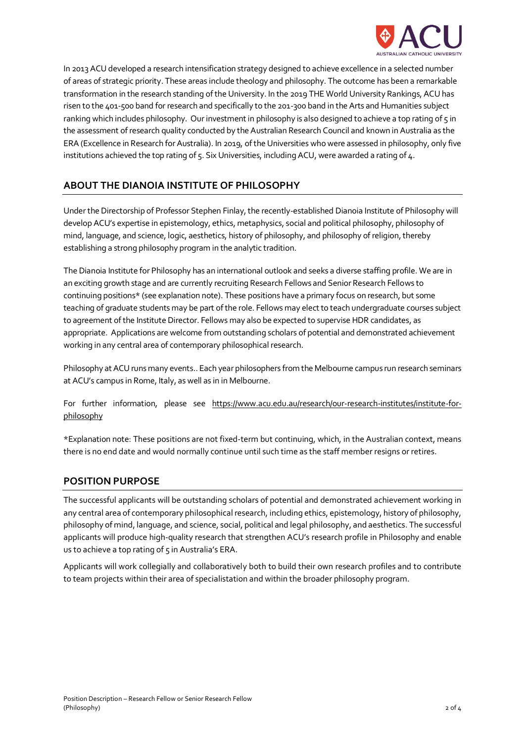In 2013 ACU developed a research intensification strategy designed to achieve excellence in a selected number of areas of strategic priority. These areas include theology and philosophy. The outcome has been a remarkable transformation in the research standing of the University. In the 2019 THE World University Rankings, ACU has risen to the 401-500 band for research and specifically to the 201-300 band in the Arts and Humanities subject ranking which includes philosophy. Our investment in philosophy is also designed to achieve a top rating of 5 in the assessment of research quality conducted by the Australian Research Council and known in Australia as the ERA (Excellence in Research for Australia). In 2019, of the Universities who were assessed in philosophy, only five institutions achieved the top rating of 5. Six Universities, including ACU, were awarded a rating of 4.

## ABOUT THE DIANOIA INSTITUTE OF PHILOSOPHY

Under the Directorship of Professor Stephen Finlay, the recently-established Dianoia Institute of Philosophy will develop ACU's expertise in epistemology, ethics, metaphysics, social and political philosophy, philosophy of mind, language, and science, logic, aesthetics, history of philosophy, and philosophy of religion, thereby establishing a strong philosophy program in the analytic tradition.

The Dianoia Institute for Philosophy has an international outlook and seeks a diverse staffing profile. We are in an exciting growth stage and are currently recruiting Research Fellows and Senior Research Fellows to continuing positions* (see explanation note). These positions have a primary focus on research, but some teaching of graduate students may be part of the role. Fellows may elect to teach undergraduate courses subject to agreement of the Institute Director. Fellows may also be expected to supervise HDR candidates, as appropriate. Applications are welcome from outstanding scholars of potential and demonstrated achievement working in any central area of contemporary philosophical research.

Philosophy at ACU runs many events.. Each year philosophers from the Melbourne campus run research seminars at ACU's campus in Rome, Italy, as well as in in Melbourne.

For further information, please see https://www.acu.edu.au/research/our-research-institutes/institute-for-philosophy

*Explanation note: These positions are not fixed-term but continuing, which, in the Australian context, means there is no end date and would normally continue until such time as the staff member resigns or retires.

## POSITION PURPOSE

The successful applicants will be outstanding scholars of potential and demonstrated achievement working in any central area of contemporary philosophical research, including ethics, epistemology, history of philosophy, philosophy of mind, language, and science, social, political and legal philosophy, and aesthetics. The successful applicants will produce high-quality research that strengthen ACU's research profile in Philosophy and enable us to achieve a top rating of 5 in Australia's ERA.

Applicants will work collegially and collaboratively both to build their own research profiles and to contribute to team projects within their area of specialistation and within the broader philosophy program.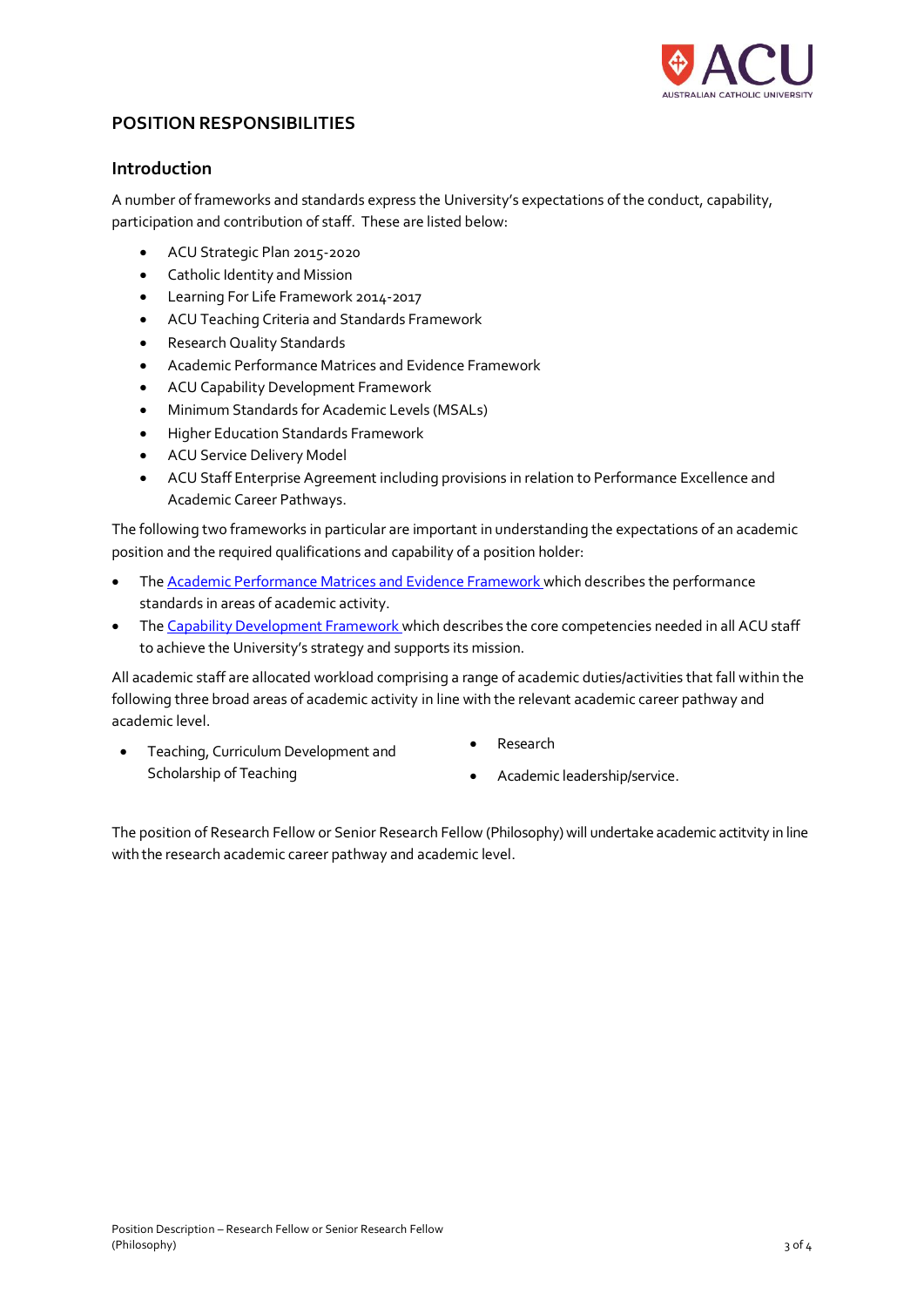## POSITION RESPONSIBILITIES

### Introduction

A number of frameworks and standards express the University's expectations of the conduct, capability, participation and contribution of staff. These are listed below:

- ACU Strategic Plan 2015-2020
- Catholic Identity and Mission
- Learning For Life Framework 2014-2017
- ACU Teaching Criteria and Standards Framework
- Research Quality Standards
- Academic Performance Matrices and Evidence Framework
- ACU Capability Development Framework
- Minimum Standards for Academic Levels (MSALs)
- Higher Education Standards Framework
- ACU Service Delivery Model
- ACU Staff Enterprise Agreement including provisions in relation to Performance Excellence and Academic Career Pathways.

The following two frameworks in particular are important in understanding the expectations of an academic position and the required qualifications and capability of a position holder:

- The Academic Performance Matrices and Evidence Framework which describes the performance standards in areas of academic activity.
- The Capability Development Framework which describes the core competencies needed in all ACU staff to achieve the University's strategy and supports its mission.

All academic staff are allocated workload comprising a range of academic duties/activities that fall within the following three broad areas of academic activity in line with the relevant academic career pathway and academic level.

- Teaching, Curriculum Development and Scholarship of Teaching
- Research
- Academic leadership/service.

The position of Research Fellow or Senior Research Fellow (Philosophy) will undertake academic actitvity in line with the research academic career pathway and academic level.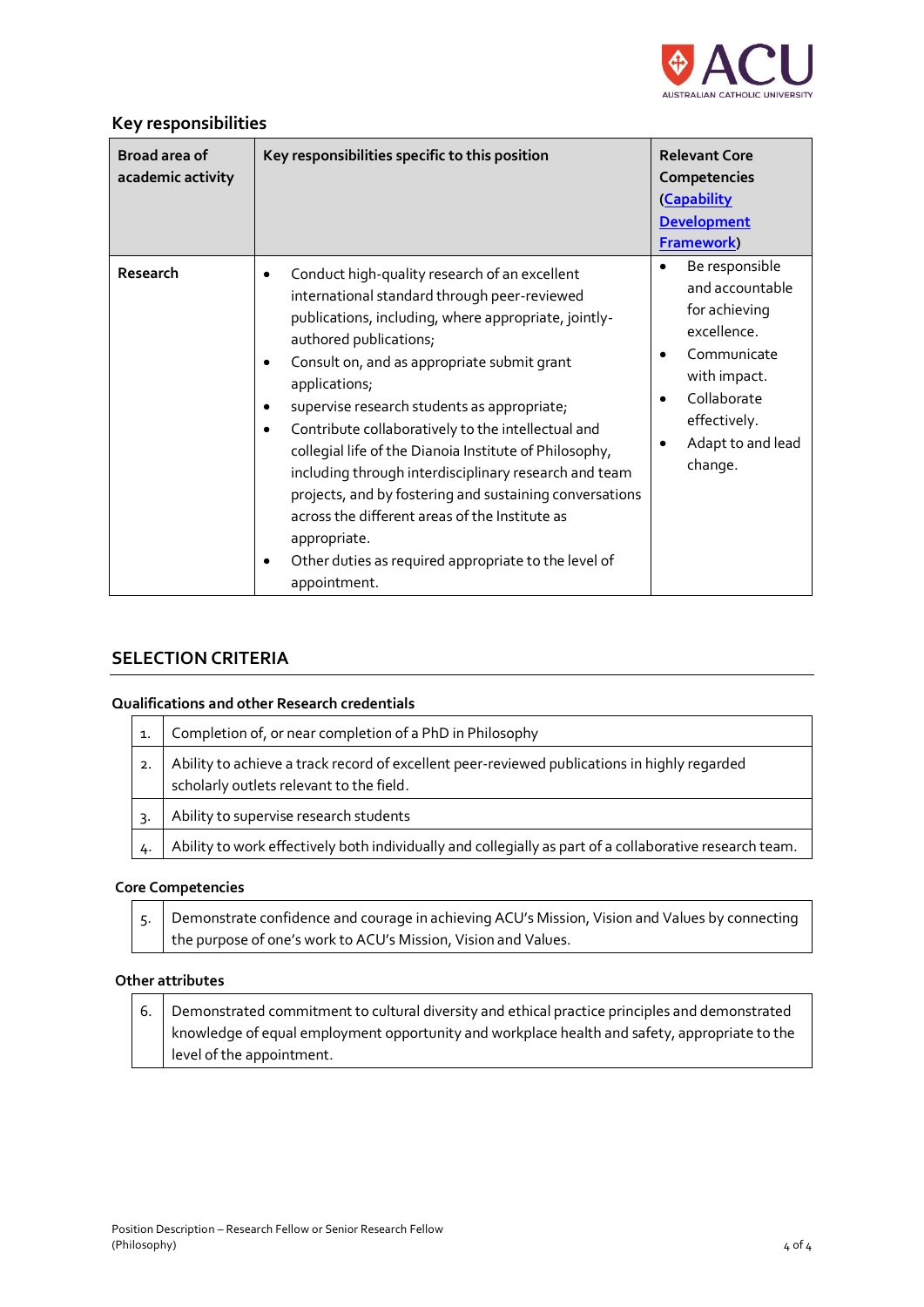## Key responsibilities

| Broad area of academic activity | Key responsibilities specific to this position | Relevant Core Competencies (Capability Development Framework) |
| --- | --- | --- |
| Research | • Conduct high-quality research of an excellent international standard through peer-reviewed publications, including, where appropriate, jointly-authored publications;<br>• Consult on, and as appropriate submit grant applications;<br>• supervise research students as appropriate;<br>• Contribute collaboratively to the intellectual and collegial life of the Dianoia Institute of Philosophy, including through interdisciplinary research and team projects, and by fostering and sustaining conversations across the different areas of the Institute as appropriate.<br>• Other duties as required appropriate to the level of appointment. | • Be responsible and accountable for achieving excellence.<br>• Communicate with impact.<br>• Collaborate effectively.<br>• Adapt to and lead change. |

## SELECTION CRITERIA

### Qualifications and other Research credentials

| | |
| --- | --- |
| 1. | Completion of, or near completion of a PhD in Philosophy |
| 2. | Ability to achieve a track record of excellent peer-reviewed publications in highly regarded scholarly outlets relevant to the field. |
| 3. | Ability to supervise research students |
| 4. | Ability to work effectively both individually and collegially as part of a collaborative research team. |

### Core Competencies

| | |
| --- | --- |
| 5. | Demonstrate confidence and courage in achieving ACU's Mission, Vision and Values by connecting the purpose of one's work to ACU's Mission, Vision and Values. |

### Other attributes

| | |
| --- | --- |
| 6. | Demonstrated commitment to cultural diversity and ethical practice principles and demonstrated knowledge of equal employment opportunity and workplace health and safety, appropriate to the level of the appointment. |